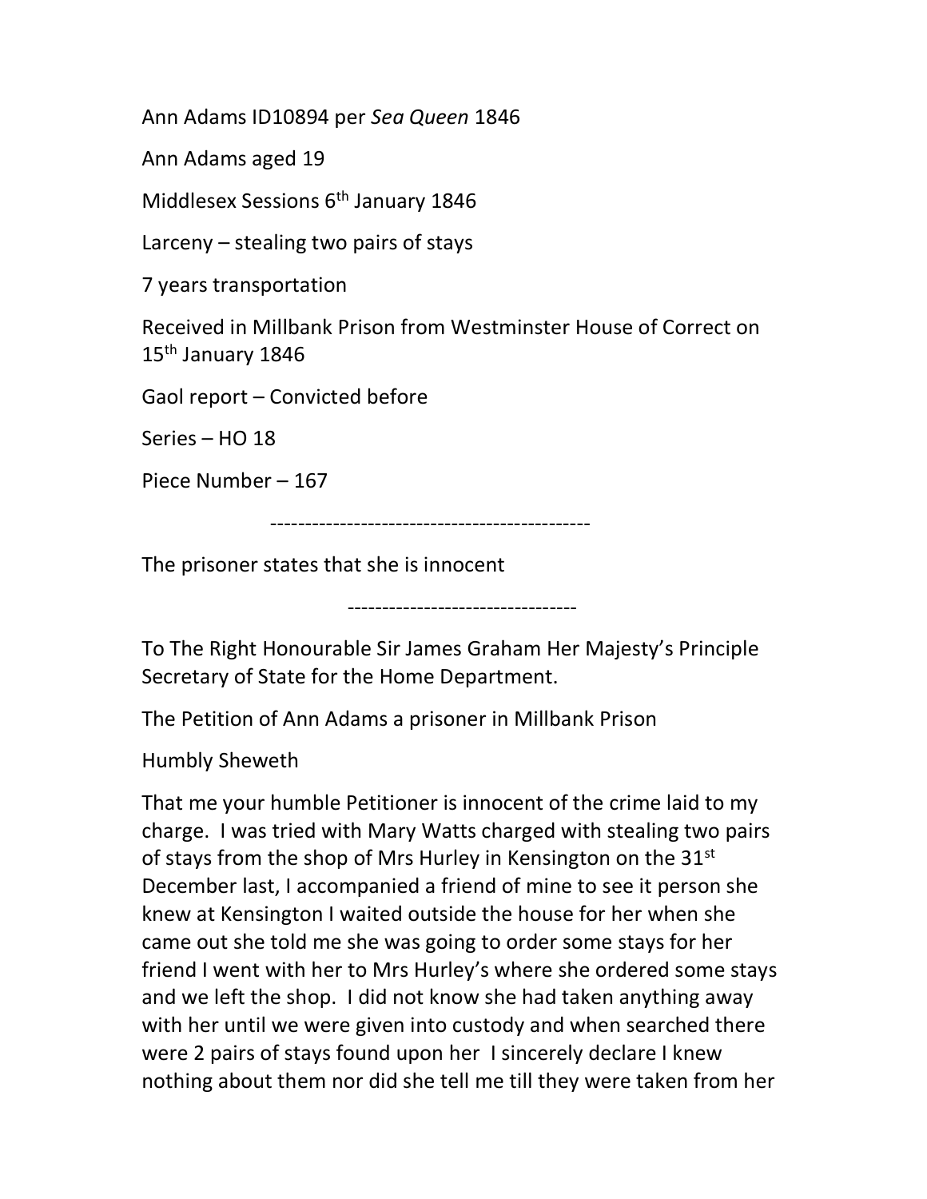Ann Adams ID10894 per *Sea Queen* 1846

Ann Adams aged 19

Middlesex Sessions 6th January 1846

Larceny – stealing two pairs of stays

7 years transportation

Received in Millbank Prison from Westminster House of Correct on 15th January 1846

Gaol report – Convicted before

Series – HO 18

Piece Number – 167

---

The prisoner states that she is innocent

---

To The Right Honourable Sir James Graham Her Majesty's Principle Secretary of State for the Home Department.

The Petition of Ann Adams a prisoner in Millbank Prison

Humbly Sheweth

That me your humble Petitioner is innocent of the crime laid to my charge. I was tried with Mary Watts charged with stealing two pairs of stays from the shop of Mrs Hurley in Kensington on the 31st December last, I accompanied a friend of mine to see it person she knew at Kensington I waited outside the house for her when she came out she told me she was going to order some stays for her friend I went with her to Mrs Hurley's where she ordered some stays and we left the shop. I did not know she had taken anything away with her until we were given into custody and when searched there were 2 pairs of stays found upon her I sincerely declare I knew nothing about them nor did she tell me till they were taken from her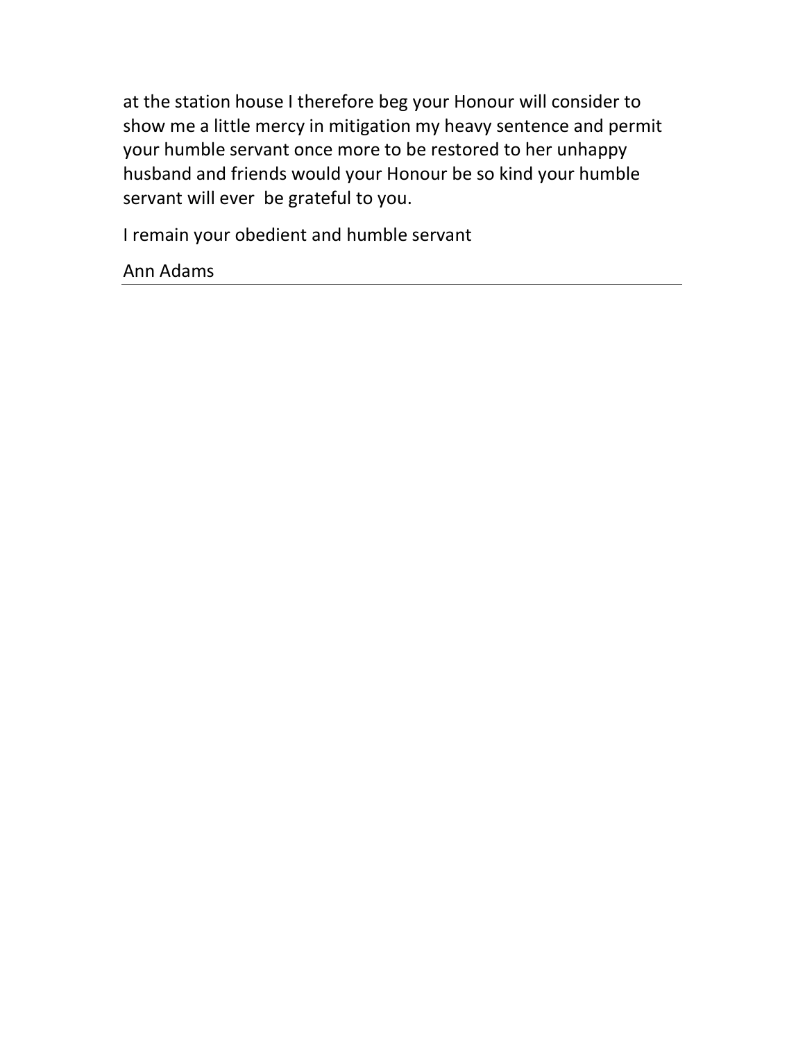at the station house I therefore beg your Honour will consider to show me a little mercy in mitigation my heavy sentence and permit your humble servant once more to be restored to her unhappy husband and friends would your Honour be so kind your humble servant will ever be grateful to you.

I remain your obedient and humble servant

Ann Adams

---